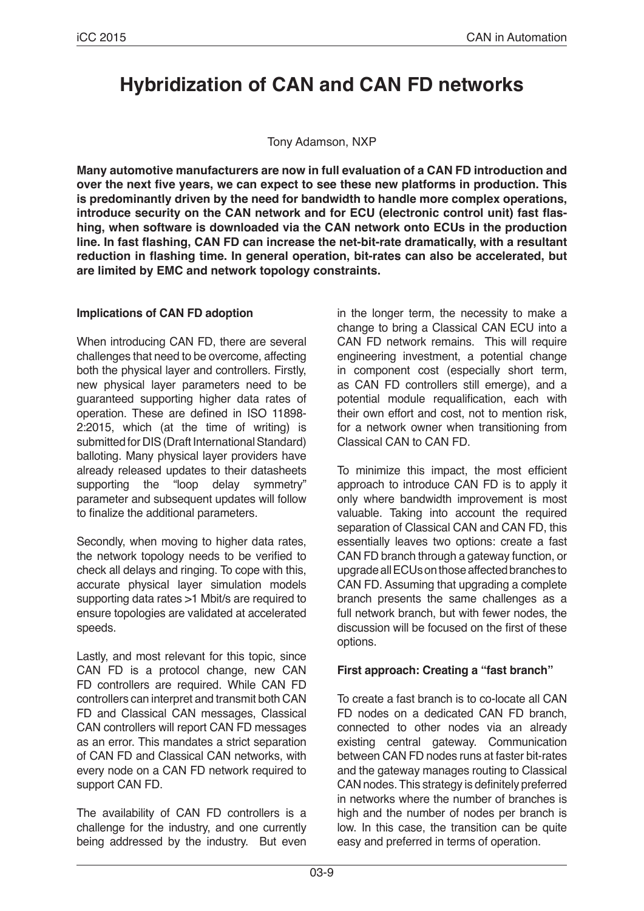# Hybridization of CAN and CAN FD networks

Tony Adamson, NXP

**Many automotive manufacturers are now in full evaluation of a CAN FD introduction and over the next five years, we can expect to see these new platforms in production. This is predominantly driven by the need for bandwidth to handle more complex operations, introduce security on the CAN network and for ECU (electronic control unit) fast flashing, when software is downloaded via the CAN network onto ECUs in the production line. In fast flashing, CAN FD can increase the net-bit-rate dramatically, with a resultant reduction in flashing time. In general operation, bit-rates can also be accelerated, but are limited by EMC and network topology constraints.**

#### Implications of CAN FD adoption

When introducing CAN FD, there are several challenges that need to be overcome, affecting both the physical layer and controllers. Firstly, new physical layer parameters need to be guaranteed supporting higher data rates of operation. These are defined in ISO 11898-2:2015, which (at the time of writing) is submitted for DIS (Draft International Standard) balloting. Many physical layer providers have already released updates to their datasheets supporting the "loop delay symmetry" parameter and subsequent updates will follow to finalize the additional parameters.

Secondly, when moving to higher data rates, the network topology needs to be verified to check all delays and ringing. To cope with this, accurate physical layer simulation models supporting data rates >1 Mbit/s are required to ensure topologies are validated at accelerated speeds.

Lastly, and most relevant for this topic, since CAN FD is a protocol change, new CAN FD controllers are required. While CAN FD controllers can interpret and transmit both CAN FD and Classical CAN messages, Classical CAN controllers will report CAN FD messages as an error. This mandates a strict separation of CAN FD and Classical CAN networks, with every node on a CAN FD network required to support CAN FD.

The availability of CAN FD controllers is a challenge for the industry, and one currently being addressed by the industry. But even in the longer term, the necessity to make a change to bring a Classical CAN ECU into a CAN FD network remains. This will require engineering investment, a potential change in component cost (especially short term, as CAN FD controllers still emerge), and a potential module requalification, each with their own effort and cost, not to mention risk, for a network owner when transitioning from Classical CAN to CAN FD.

To minimize this impact, the most efficient approach to introduce CAN FD is to apply it only where bandwidth improvement is most valuable. Taking into account the required separation of Classical CAN and CAN FD, this essentially leaves two options: create a fast CAN FD branch through a gateway function, or upgrade all ECUs on those affected branches to CAN FD. Assuming that upgrading a complete branch presents the same challenges as a full network branch, but with fewer nodes, the discussion will be focused on the first of these options.

#### First approach: Creating a "fast branch"

To create a fast branch is to co-locate all CAN FD nodes on a dedicated CAN FD branch, connected to other nodes via an already existing central gateway. Communication between CAN FD nodes runs at faster bit-rates and the gateway manages routing to Classical CAN nodes. This strategy is definitely preferred in networks where the number of branches is high and the number of nodes per branch is low. In this case, the transition can be quite easy and preferred in terms of operation.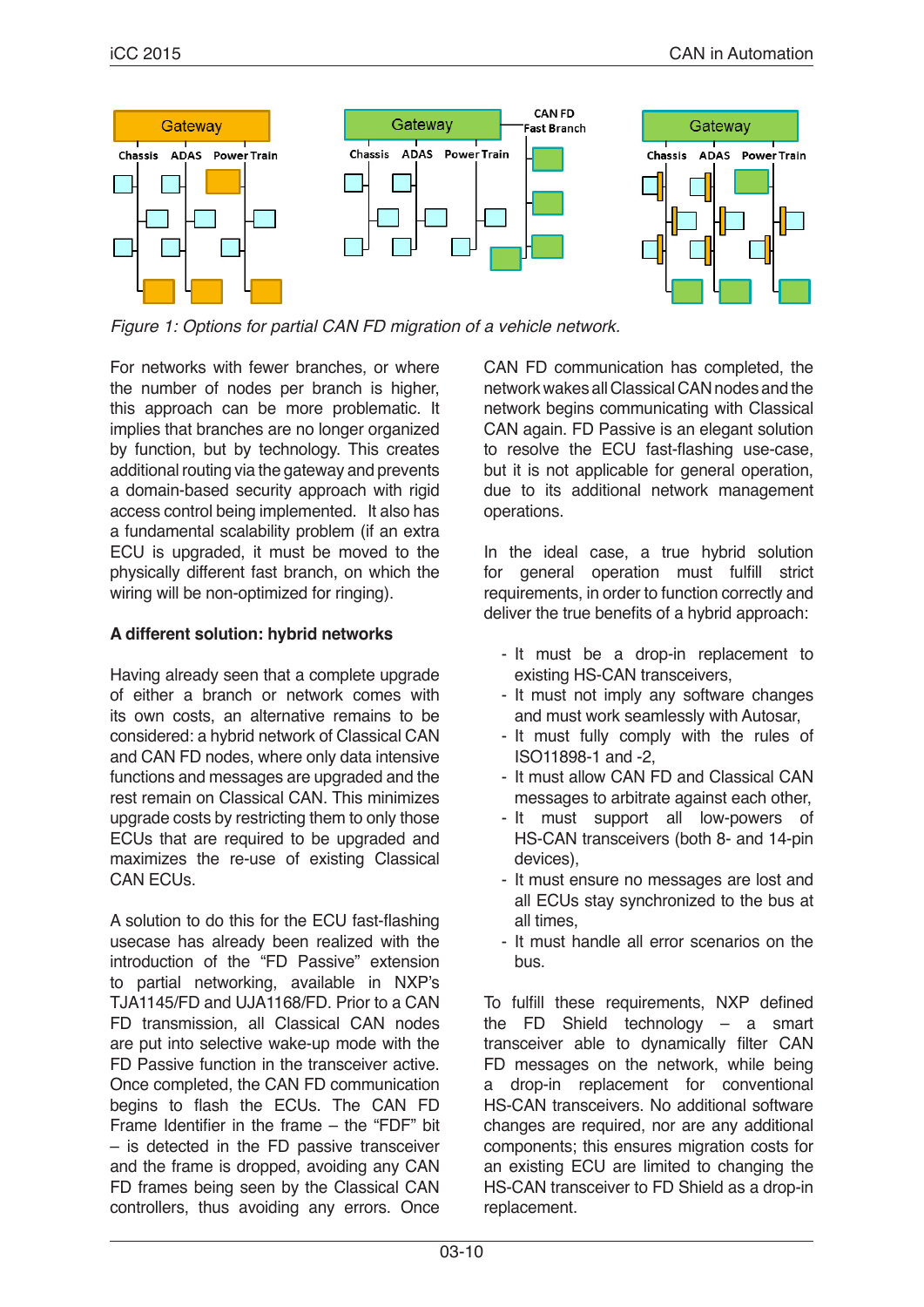Figure 1: Options for partial CAN FD migration of a vehicle network.

For networks with fewer branches, or where the number of nodes per branch is higher, this approach can be more problematic. It implies that branches are no longer organized by function, but by technology. This creates additional routing via the gateway and prevents a domain-based security approach with rigid access control being implemented. It also has a fundamental scalability problem (if an extra ECU is upgraded, it must be moved to the physically different fast branch, on which the wiring will be non-optimized for ringing).

**A different solution: hybrid networks**

Having already seen that a complete upgrade of either a branch or network comes with its own costs, an alternative remains to be considered: a hybrid network of Classical CAN and CAN FD nodes, where only data intensive functions and messages are upgraded and the rest remain on Classical CAN. This minimizes upgrade costs by restricting them to only those ECUs that are required to be upgraded and maximizes the re-use of existing Classical CAN ECUs.

A solution to do this for the ECU fast-flashing usecase has already been realized with the introduction of the “FD Passive” extension to partial networking, available in NXP’s TJA1145/FD and UJA1168/FD. Prior to a CAN FD transmission, all Classical CAN nodes are put into selective wake-up mode with the FD Passive function in the transceiver active. Once completed, the CAN FD communication begins to flash the ECUs. The CAN FD Frame Identifier in the frame – the “FDF” bit – is detected in the FD passive transceiver and the frame is dropped, avoiding any CAN FD frames being seen by the Classical CAN controllers, thus avoiding any errors. Once CAN FD communication has completed, the network wakes all Classical CAN nodes and the network begins communicating with Classical CAN again. FD Passive is an elegant solution to resolve the ECU fast-flashing use-case, but it is not applicable for general operation, due to its additional network management operations.

In the ideal case, a true hybrid solution for general operation must fulfill strict requirements, in order to function correctly and deliver the true benefits of a hybrid approach:

- It must be a drop-in replacement to existing HS-CAN transceivers,
- It must not imply any software changes and must work seamlessly with Autosar,
- It must fully comply with the rules of ISO11898-1 and -2,
- It must allow CAN FD and Classical CAN messages to arbitrate against each other,
- It must support all low-powers of HS-CAN transceivers (both 8- and 14-pin devices),
- It must ensure no messages are lost and all ECUs stay synchronized to the bus at all times,
- It must handle all error scenarios on the bus.

To fulfill these requirements, NXP defined the FD Shield technology – a smart transceiver able to dynamically filter CAN FD messages on the network, while being a drop-in replacement for conventional HS-CAN transceivers. No additional software changes are required, nor are any additional components; this ensures migration costs for an existing ECU are limited to changing the HS-CAN transceiver to FD Shield as a drop-in replacement.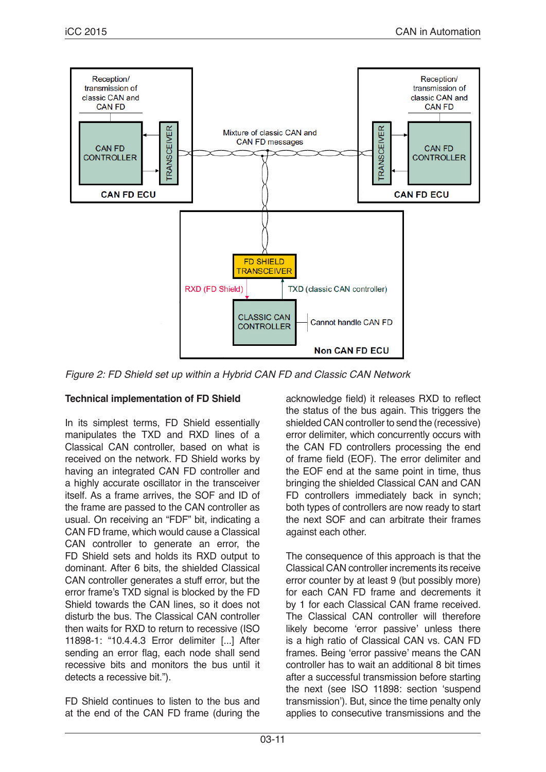*Figure 2: FD Shield set up within a Hybrid CAN FD and Classic CAN Network*

## Technical implementation of FD Shield

In its simplest terms, FD Shield essentially manipulates the TXD and RXD lines of a Classical CAN controller, based on what is received on the network. FD Shield works by having an integrated CAN FD controller and a highly accurate oscillator in the transceiver itself. As a frame arrives, the SOF and ID of the frame are passed to the CAN controller as usual. On receiving an "FDF" bit, indicating a CAN FD frame, which would cause a Classical CAN controller to generate an error, the FD Shield sets and holds its RXD output to dominant. After 6 bits, the shielded Classical CAN controller generates a stuff error, but the error frame's TXD signal is blocked by the FD Shield towards the CAN lines, so it does not disturb the bus. The Classical CAN controller then waits for RXD to return to recessive (ISO 11898-1: "10.4.4.3 Error delimiter [...] After sending an error flag, each node shall send recessive bits and monitors the bus until it detects a recessive bit.").

FD Shield continues to listen to the bus and at the end of the CAN FD frame (during the acknowledge field) it releases RXD to reflect the status of the bus again. This triggers the shielded CAN controller to send the (recessive) error delimiter, which concurrently occurs with the CAN FD controllers processing the end of frame field (EOF). The error delimiter and the EOF end at the same point in time, thus bringing the shielded Classical CAN and CAN FD controllers immediately back in synch; both types of controllers are now ready to start the next SOF and can arbitrate their frames against each other.

The consequence of this approach is that the Classical CAN controller increments its receive error counter by at least 9 (but possibly more) for each CAN FD frame and decrements it by 1 for each Classical CAN frame received. The Classical CAN controller will therefore likely become 'error passive' unless there is a high ratio of Classical CAN vs. CAN FD frames. Being 'error passive' means the CAN controller has to wait an additional 8 bit times after a successful transmission before starting the next (see ISO 11898: section 'suspend transmission'). But, since the time penalty only applies to consecutive transmissions and the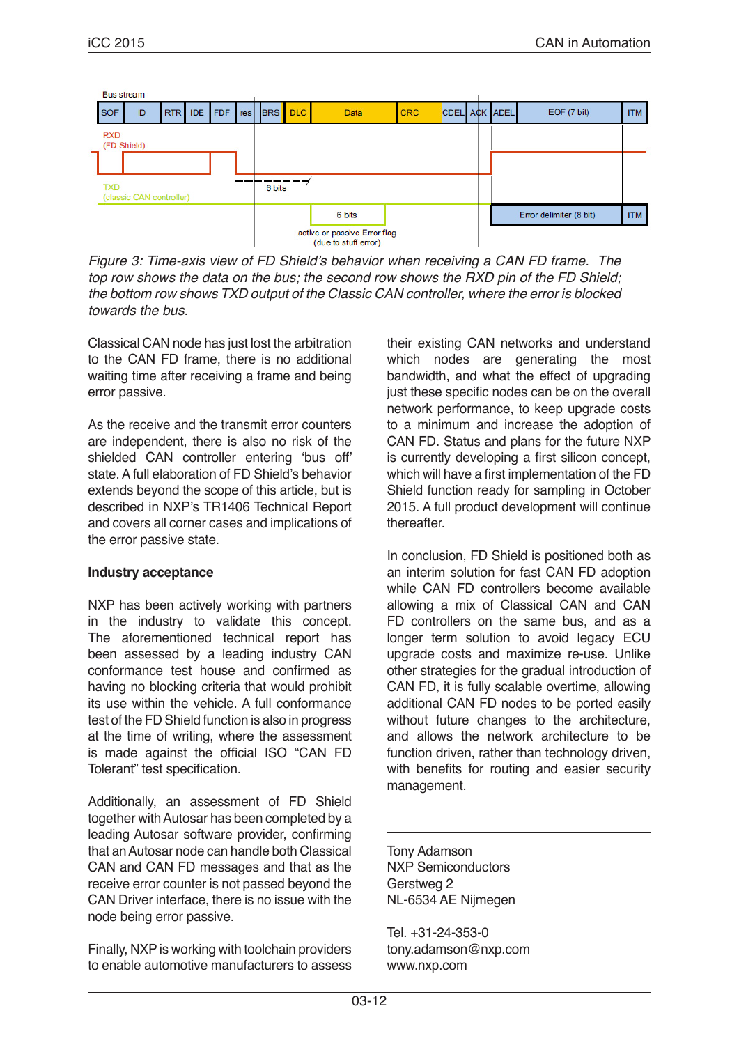Bus stream

SOF ID RTR IDE FDF res BRS DLC Data CRC CDEL ACK ADEL EOF (7 bit) ITM

RXD
(FD Shield)

TXD
(classic CAN controller)

6 bits

6 bits

active or passive Error flag
(due to stuff error)

Error delimiter (8 bit) ITM

*Figure 3: Time-axis view of FD Shield's behavior when receiving a CAN FD frame. The top row shows the data on the bus; the second row shows the RXD pin of the FD Shield; the bottom row shows TXD output of the Classic CAN controller, where the error is blocked towards the bus.*

Classical CAN node has just lost the arbitration to the CAN FD frame, there is no additional waiting time after receiving a frame and being error passive.

As the receive and the transmit error counters are independent, there is also no risk of the shielded CAN controller entering 'bus off' state. A full elaboration of FD Shield's behavior extends beyond the scope of this article, but is described in NXP's TR1406 Technical Report and covers all corner cases and implications of the error passive state.

## Industry acceptance

NXP has been actively working with partners in the industry to validate this concept. The aforementioned technical report has been assessed by a leading industry CAN conformance test house and confirmed as having no blocking criteria that would prohibit its use within the vehicle. A full conformance test of the FD Shield function is also in progress at the time of writing, where the assessment is made against the official ISO "CAN FD Tolerant" test specification.

Additionally, an assessment of FD Shield together with Autosar has been completed by a leading Autosar software provider, confirming that an Autosar node can handle both Classical CAN and CAN FD messages and that as the receive error counter is not passed beyond the CAN Driver interface, there is no issue with the node being error passive.

Finally, NXP is working with toolchain providers to enable automotive manufacturers to assess their existing CAN networks and understand which nodes are generating the most bandwidth, and what the effect of upgrading just these specific nodes can be on the overall network performance, to keep upgrade costs to a minimum and increase the adoption of CAN FD. Status and plans for the future NXP is currently developing a first silicon concept, which will have a first implementation of the FD Shield function ready for sampling in October 2015. A full product development will continue thereafter.

In conclusion, FD Shield is positioned both as an interim solution for fast CAN FD adoption while CAN FD controllers become available allowing a mix of Classical CAN and CAN FD controllers on the same bus, and as a longer term solution to avoid legacy ECU upgrade costs and maximize re-use. Unlike other strategies for the gradual introduction of CAN FD, it is fully scalable overtime, allowing additional CAN FD nodes to be ported easily without future changes to the architecture, and allows the network architecture to be function driven, rather than technology driven, with benefits for routing and easier security management.

---

Tony Adamson
NXP Semiconductors
Gerstweg 2
NL-6534 AE Nijmegen

Tel. +31-24-353-0
tony.adamson@nxp.com
www.nxp.com